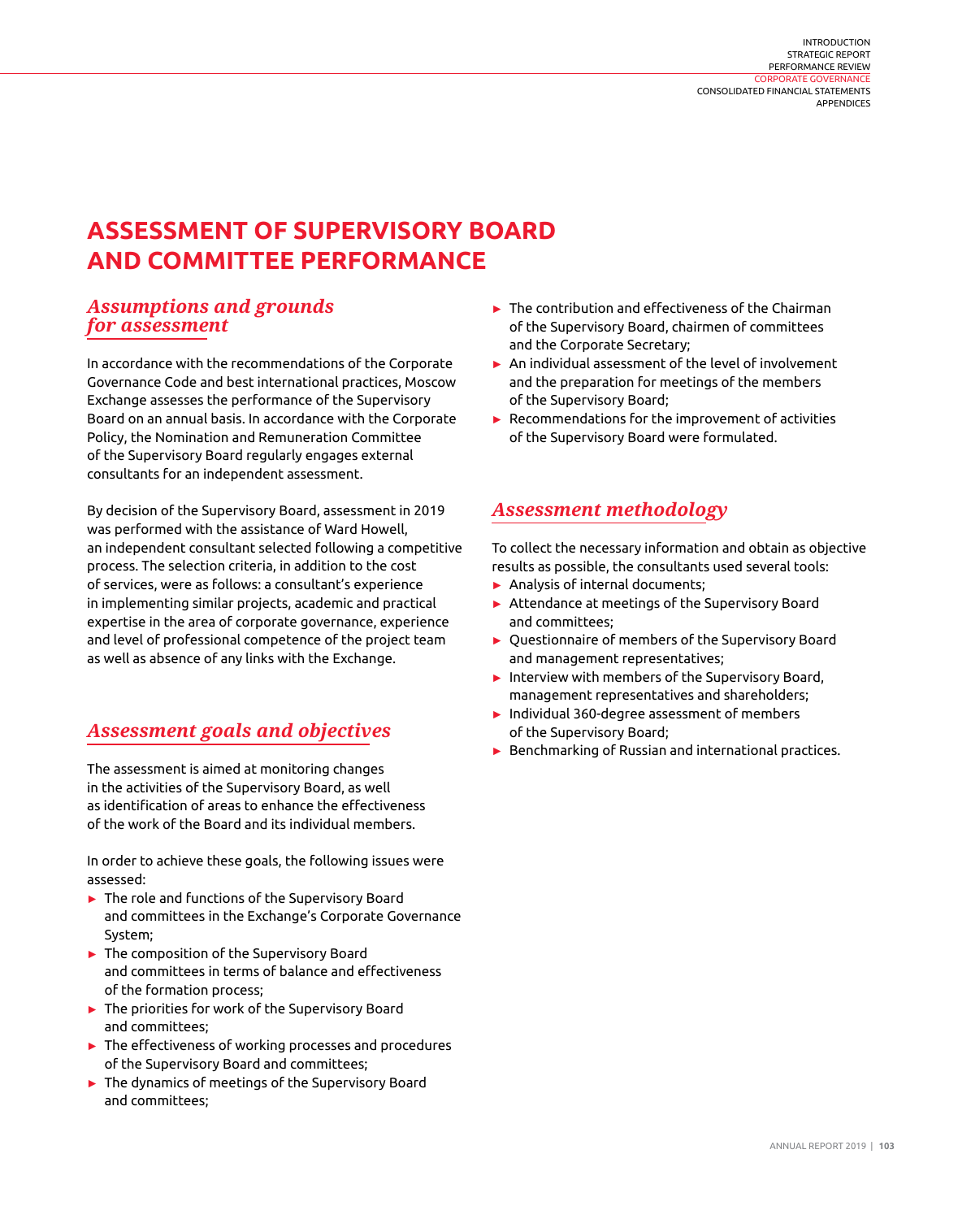# ASSESSMENT OF SUPERVISORY BOARD AND COMMITTEE PERFORMANCE

## *Assumptions and grounds for assessment*

In accordance with the recommendations of the Corporate Governance Code and best international practices, Moscow Exchange assesses the performance of the Supervisory Board on an annual basis. In accordance with the Corporate Policy, the Nomination and Remuneration Committee of the Supervisory Board regularly engages external consultants for an independent assessment.

By decision of the Supervisory Board, assessment in 2019 was performed with the assistance of Ward Howell, an independent consultant selected following a competitive process. The selection criteria, in addition to the cost of services, were as follows: a consultant's experience in implementing similar projects, academic and practical expertise in the area of corporate governance, experience and level of professional competence of the project team as well as absence of any links with the Exchange.

## *Assessment goals and objectives*

The assessment is aimed at monitoring changes in the activities of the Supervisory Board, as well as identification of areas to enhance the effectiveness of the work of the Board and its individual members.

In order to achieve these goals, the following issues were assessed:

- The role and functions of the Supervisory Board and committees in the Exchange's Corporate Governance System;
- The composition of the Supervisory Board and committees in terms of balance and effectiveness of the formation process;
- The priorities for work of the Supervisory Board and committees;
- The effectiveness of working processes and procedures of the Supervisory Board and committees;
- The dynamics of meetings of the Supervisory Board and committees;
- The contribution and effectiveness of the Chairman of the Supervisory Board, chairmen of committees and the Corporate Secretary;
- An individual assessment of the level of involvement and the preparation for meetings of the members of the Supervisory Board;
- Recommendations for the improvement of activities of the Supervisory Board were formulated.

## *Assessment methodology*

To collect the necessary information and obtain as objective results as possible, the consultants used several tools:

- Analysis of internal documents;
- Attendance at meetings of the Supervisory Board and committees;
- Questionnaire of members of the Supervisory Board and management representatives;
- Interview with members of the Supervisory Board, management representatives and shareholders;
- Individual 360-degree assessment of members of the Supervisory Board;
- Benchmarking of Russian and international practices.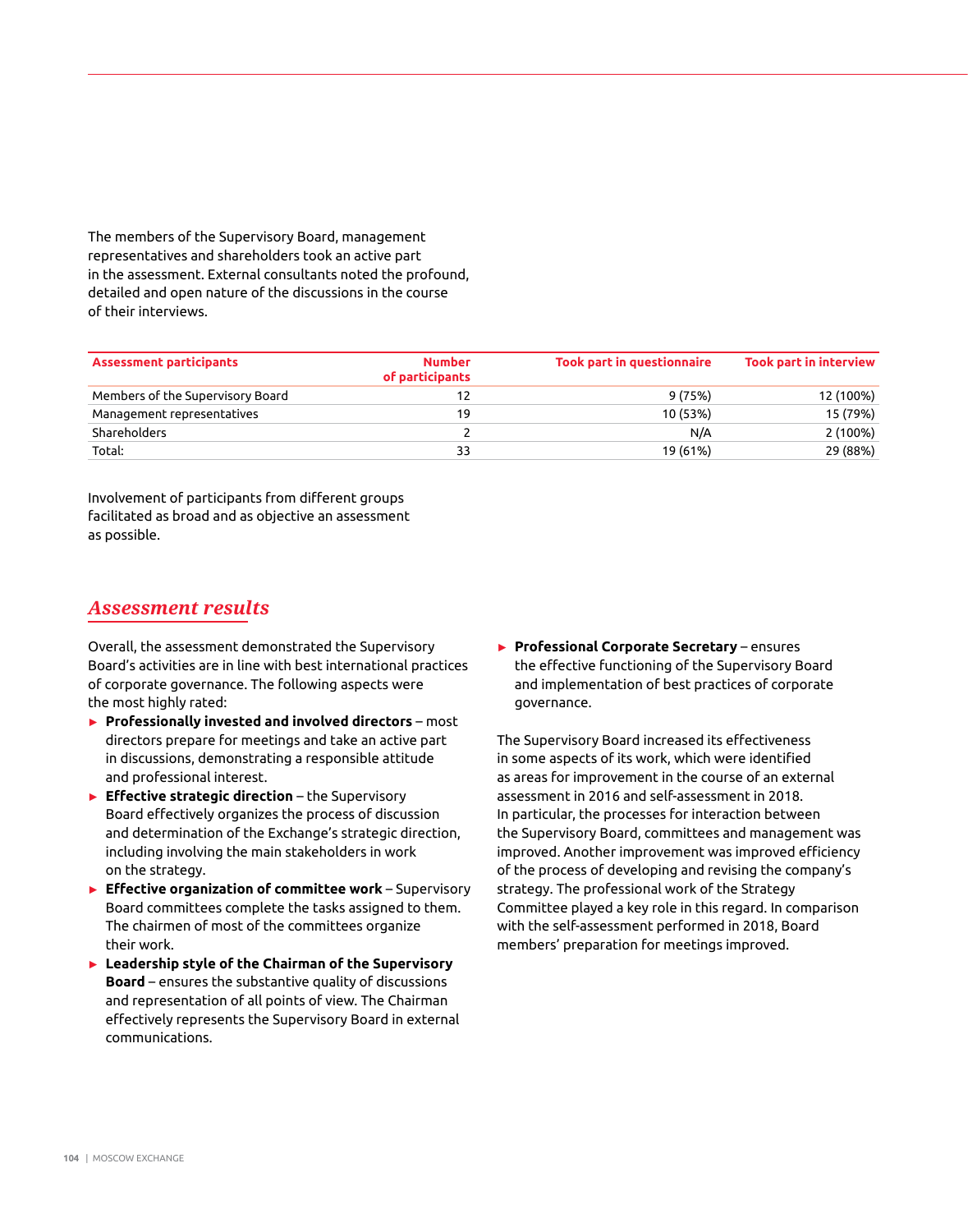The members of the Supervisory Board, management representatives and shareholders took an active part in the assessment. External consultants noted the profound, detailed and open nature of the discussions in the course of their interviews.

| Assessment participants | Number of participants | Took part in questionnaire | Took part in interview |
|---|---|---|---|
| Members of the Supervisory Board | 12 | 9 (75%) | 12 (100%) |
| Management representatives | 19 | 10 (53%) | 15 (79%) |
| Shareholders | 2 | N/A | 2 (100%) |
| Total: | 33 | 19 (61%) | 29 (88%) |

Involvement of participants from different groups facilitated as broad and as objective an assessment as possible.

## *Assessment results*

Overall, the assessment demonstrated the Supervisory Board's activities are in line with best international practices of corporate governance. The following aspects were the most highly rated:

- **Professionally invested and involved directors** – most directors prepare for meetings and take an active part in discussions, demonstrating a responsible attitude and professional interest.
- **Effective strategic direction** – the Supervisory Board effectively organizes the process of discussion and determination of the Exchange's strategic direction, including involving the main stakeholders in work on the strategy.
- **Effective organization of committee work** – Supervisory Board committees complete the tasks assigned to them. The chairmen of most of the committees organize their work.
- **Leadership style of the Chairman of the Supervisory Board** – ensures the substantive quality of discussions and representation of all points of view. The Chairman effectively represents the Supervisory Board in external communications.
- **Professional Corporate Secretary** – ensures the effective functioning of the Supervisory Board and implementation of best practices of corporate governance.

The Supervisory Board increased its effectiveness in some aspects of its work, which were identified as areas for improvement in the course of an external assessment in 2016 and self-assessment in 2018. In particular, the processes for interaction between the Supervisory Board, committees and management was improved. Another improvement was improved efficiency of the process of developing and revising the company's strategy. The professional work of the Strategy Committee played a key role in this regard. In comparison with the self-assessment performed in 2018, Board members' preparation for meetings improved.